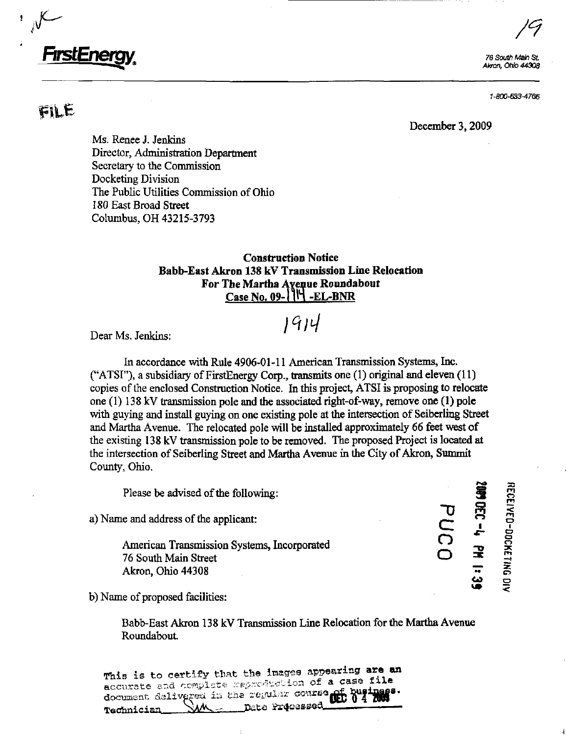**FirstEnergy.**

76 South Main St.
Akron, Ohio 44308

1-800-633-4766

FILE

December 3, 2009

Ms. Renee J. Jenkins
Director, Administration Department
Secretary to the Commission
Docketing Division
The Public Utilities Commission of Ohio
180 East Broad Street
Columbus, OH 43215-3793

**Construction Notice**
**Babb-East Akron 138 kV Transmission Line Relocation**
**For The Martha Avenue Roundabout**
**Case No. 09-1914-EL-BNR**

Dear Ms. Jenkins:

In accordance with Rule 4906-01-11 American Transmission Systems, Inc. ("ATSI"), a subsidiary of FirstEnergy Corp., transmits one (1) original and eleven (11) copies of the enclosed Construction Notice. In this project, ATSI is proposing to relocate one (1) 138 kV transmission pole and the associated right-of-way, remove one (1) pole with guying and install guying on one existing pole at the intersection of Seiberling Street and Martha Avenue. The relocated pole will be installed approximately 66 feet west of the existing 138 kV transmission pole to be removed. The proposed Project is located at the intersection of Seiberling Street and Martha Avenue in the City of Akron, Summit County, Ohio.

RECEIVED-DOCKETING DIV
2009 DEC -4 PM 1:39
PUCO

Please be advised of the following:

a) Name and address of the applicant:

American Transmission Systems, Incorporated
76 South Main Street
Akron, Ohio 44308

b) Name of proposed facilities:

Babb-East Akron 138 kV Transmission Line Relocation for the Martha Avenue Roundabout.

This is to certify that the images appearing are an accurate and complete reproduction of a case file document delivered in the regular course of business.
Technician SM Date Processed DEC 04 2009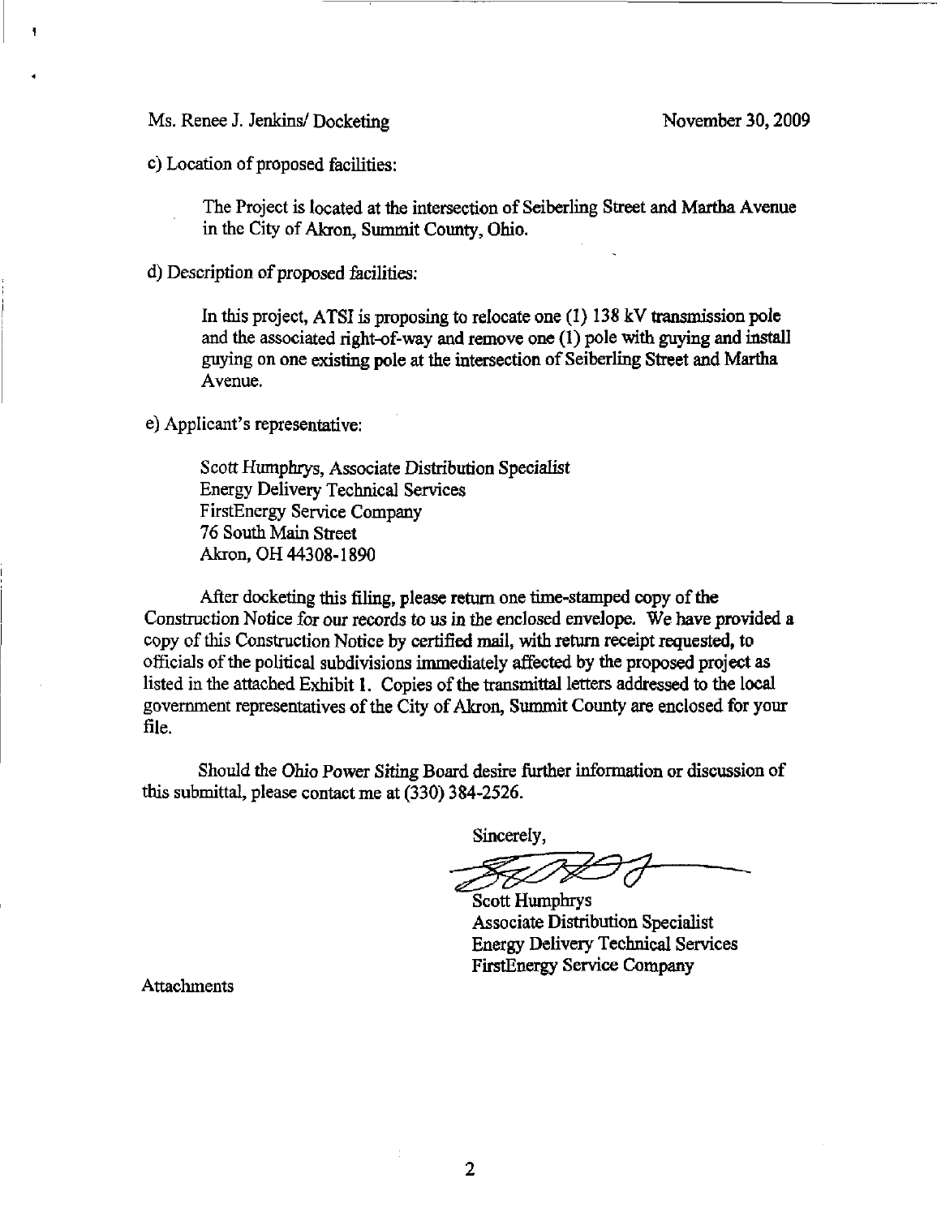Ms. Renee J. Jenkins/ Docketing November 30, 2009

c) Location of proposed facilities:

The Project is located at the intersection of Seiberling Street and Martha Avenue in the City of Akron, Summit County, Ohio.

d) Description of proposed facilities:

In this project, ATSI is proposing to relocate one (1) 138 kV transmission pole and the associated right-of-way and remove one (1) pole with guying and install guying on one existing pole at the intersection of Seiberling Street and Martha Avenue.

e) Applicant's representative:

Scott Humphrys, Associate Distribution Specialist
Energy Delivery Technical Services
FirstEnergy Service Company
76 South Main Street
Akron, OH 44308-1890

After docketing this filing, please return one time-stamped copy of the Construction Notice for our records to us in the enclosed envelope. We have provided a copy of this Construction Notice by certified mail, with return receipt requested, to officials of the political subdivisions immediately affected by the proposed project as listed in the attached Exhibit 1. Copies of the transmittal letters addressed to the local government representatives of the City of Akron, Summit County are enclosed for your file.

Should the Ohio Power Siting Board desire further information or discussion of this submittal, please contact me at (330) 384-2526.

Sincerely,

Scott Humphrys
Associate Distribution Specialist
Energy Delivery Technical Services
FirstEnergy Service Company

Attachments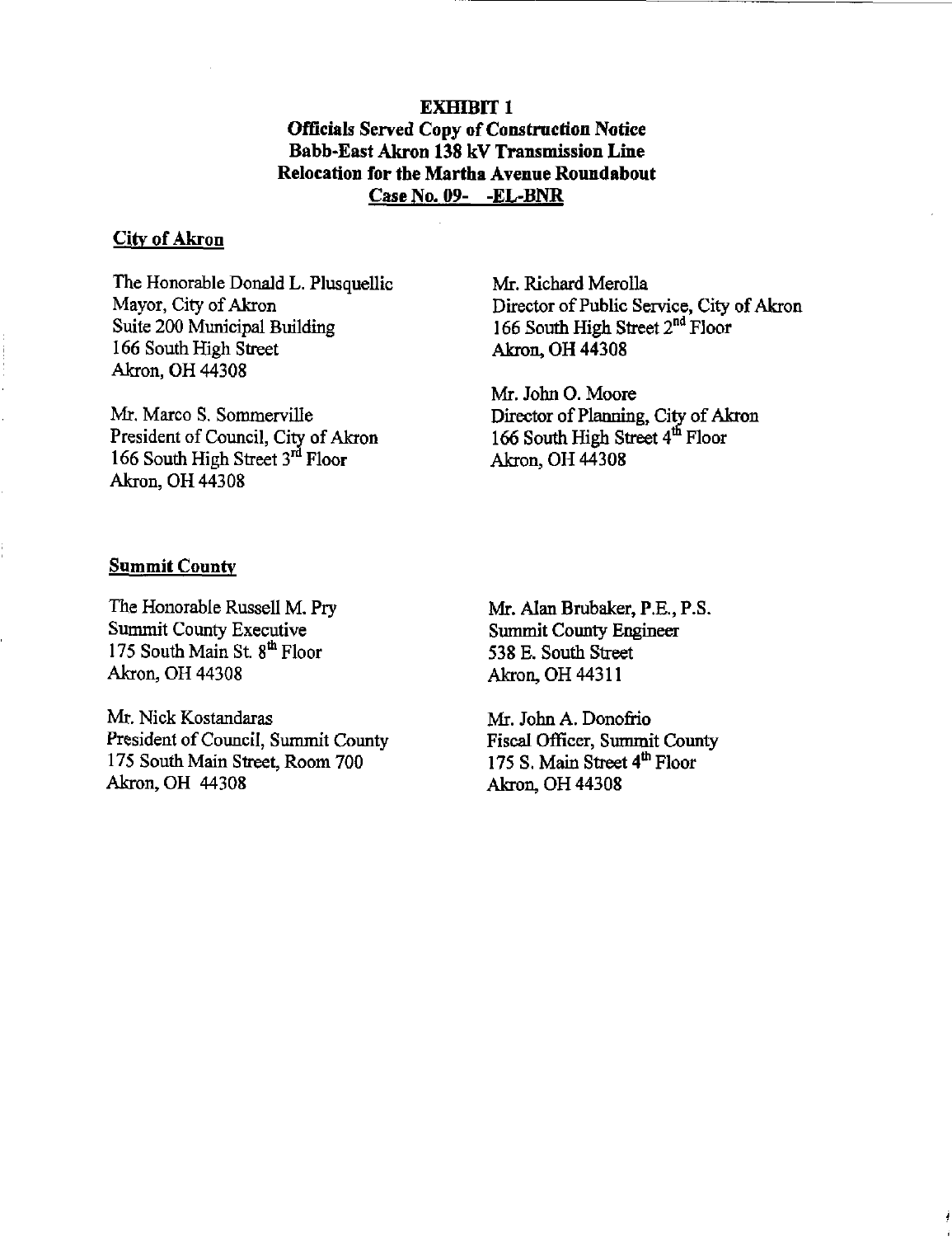**EXHIBIT 1**

**Officials Served Copy of Construction Notice**
**Babb-East Akron 138 kV Transmission Line**
**Relocation for the Martha Avenue Roundabout**
**Case No. 09- -EL-BNR**

**City of Akron**

The Honorable Donald L. Plusquellic
Mayor, City of Akron
Suite 200 Municipal Building
166 South High Street
Akron, OH 44308

Mr. Marco S. Sommerville
President of Council, City of Akron
166 South High Street 3rd Floor
Akron, OH 44308

Mr. Richard Merolla
Director of Public Service, City of Akron
166 South High Street 2nd Floor
Akron, OH 44308

Mr. John O. Moore
Director of Planning, City of Akron
166 South High Street 4th Floor
Akron, OH 44308

**Summit County**

The Honorable Russell M. Pry
Summit County Executive
175 South Main St. 8th Floor
Akron, OH 44308

Mr. Nick Kostandaras
President of Council, Summit County
175 South Main Street, Room 700
Akron, OH 44308

Mr. Alan Brubaker, P.E., P.S.
Summit County Engineer
538 E. South Street
Akron, OH 44311

Mr. John A. Donofrio
Fiscal Officer, Summit County
175 S. Main Street 4th Floor
Akron, OH 44308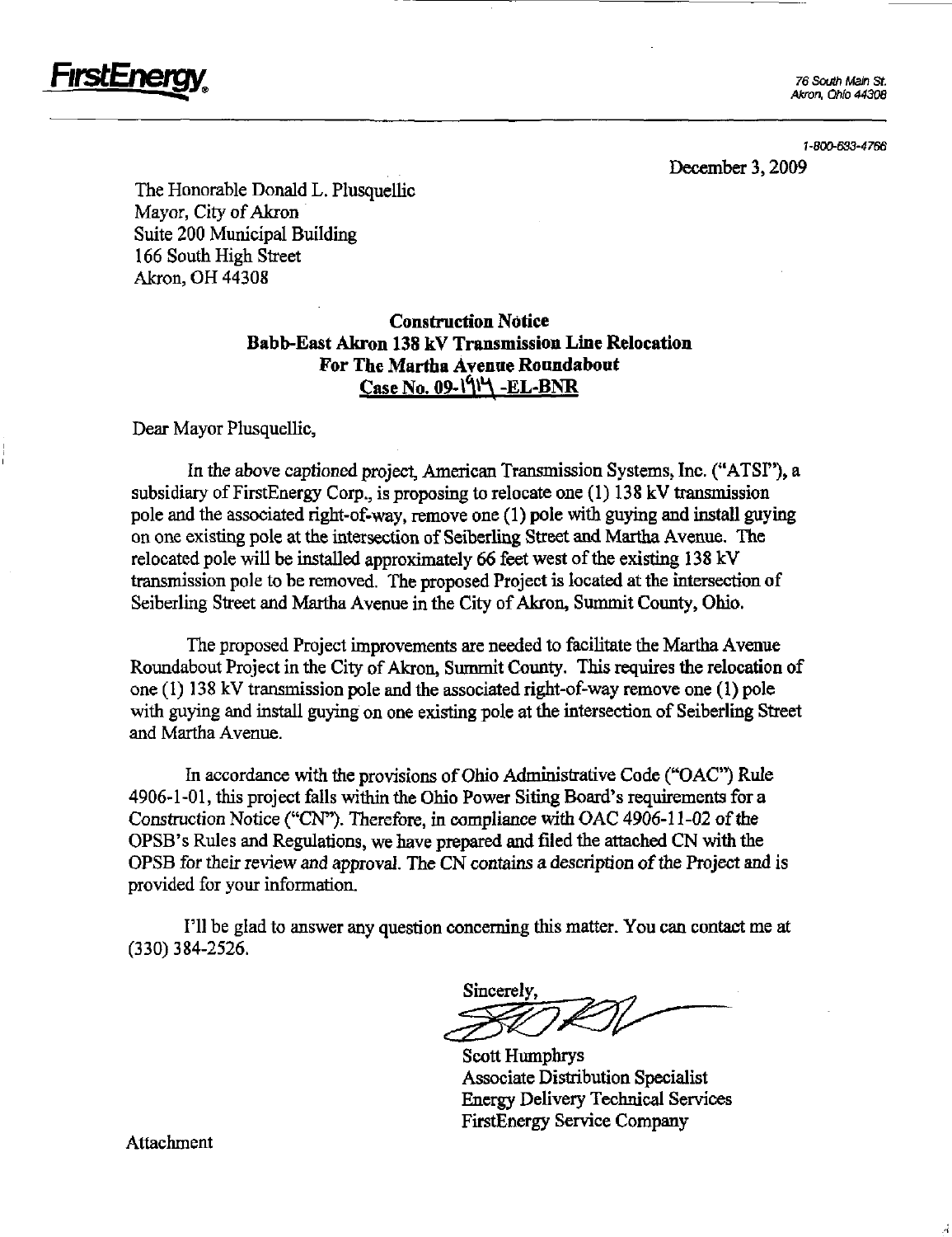**FirstEnergy**

76 South Main St.
Akron, Ohio 44308

1-800-633-4766

December 3, 2009

The Honorable Donald L. Plusquellic
Mayor, City of Akron
Suite 200 Municipal Building
166 South High Street
Akron, OH 44308

**Construction Notice**
**Babb-East Akron 138 kV Transmission Line Relocation**
**For The Martha Avenue Roundabout**
**Case No. 09-1914 -EL-BNR**

Dear Mayor Plusquellic,

In the above captioned project, American Transmission Systems, Inc. ("ATSI"), a subsidiary of FirstEnergy Corp., is proposing to relocate one (1) 138 kV transmission pole and the associated right-of-way, remove one (1) pole with guying and install guying on one existing pole at the intersection of Seiberling Street and Martha Avenue. The relocated pole will be installed approximately 66 feet west of the existing 138 kV transmission pole to be removed. The proposed Project is located at the intersection of Seiberling Street and Martha Avenue in the City of Akron, Summit County, Ohio.

The proposed Project improvements are needed to facilitate the Martha Avenue Roundabout Project in the City of Akron, Summit County. This requires the relocation of one (1) 138 kV transmission pole and the associated right-of-way remove one (1) pole with guying and install guying on one existing pole at the intersection of Seiberling Street and Martha Avenue.

In accordance with the provisions of Ohio Administrative Code ("OAC") Rule 4906-1-01, this project falls within the Ohio Power Siting Board's requirements for a Construction Notice ("CN"). Therefore, in compliance with OAC 4906-11-02 of the OPSB's Rules and Regulations, we have prepared and filed the attached CN with the OPSB for their review and approval. The CN contains a description of the Project and is provided for your information.

I'll be glad to answer any question concerning this matter. You can contact me at (330) 384-2526.

Sincerely,

Scott Humphrys
Associate Distribution Specialist
Energy Delivery Technical Services
FirstEnergy Service Company

Attachment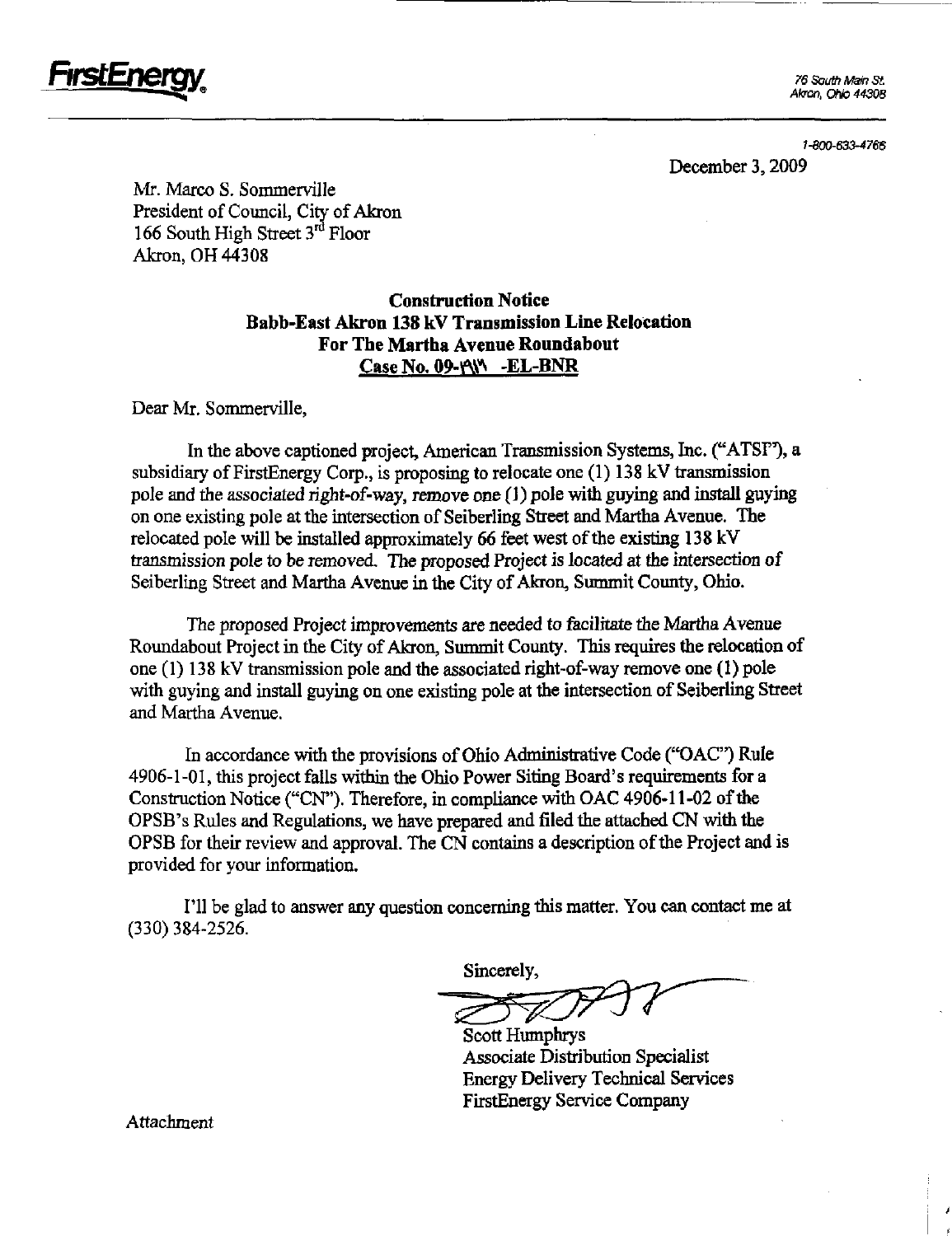**FirstEnergy**

76 South Main St.
Akron, Ohio 44308

1-800-633-4766

December 3, 2009

Mr. Marco S. Sommerville
President of Council, City of Akron
166 South High Street 3rd Floor
Akron, OH 44308

**Construction Notice**
**Babb-East Akron 138 kV Transmission Line Relocation**
**For The Martha Avenue Roundabout**
**Case No. 09-1919 -EL-BNR**

Dear Mr. Sommerville,

In the above captioned project, American Transmission Systems, Inc. ("ATSI"), a subsidiary of FirstEnergy Corp., is proposing to relocate one (1) 138 kV transmission pole and the associated right-of-way, remove one (1) pole with guying and install guying on one existing pole at the intersection of Seiberling Street and Martha Avenue. The relocated pole will be installed approximately 66 feet west of the existing 138 kV transmission pole to be removed. The proposed Project is located at the intersection of Seiberling Street and Martha Avenue in the City of Akron, Summit County, Ohio.

The proposed Project improvements are needed to facilitate the Martha Avenue Roundabout Project in the City of Akron, Summit County. This requires the relocation of one (1) 138 kV transmission pole and the associated right-of-way remove one (1) pole with guying and install guying on one existing pole at the intersection of Seiberling Street and Martha Avenue.

In accordance with the provisions of Ohio Administrative Code ("OAC") Rule 4906-1-01, this project falls within the Ohio Power Siting Board's requirements for a Construction Notice ("CN"). Therefore, in compliance with OAC 4906-11-02 of the OPSB's Rules and Regulations, we have prepared and filed the attached CN with the OPSB for their review and approval. The CN contains a description of the Project and is provided for your information.

I'll be glad to answer any question concerning this matter. You can contact me at (330) 384-2526.

Sincerely,

Scott Humphrys
Associate Distribution Specialist
Energy Delivery Technical Services
FirstEnergy Service Company

Attachment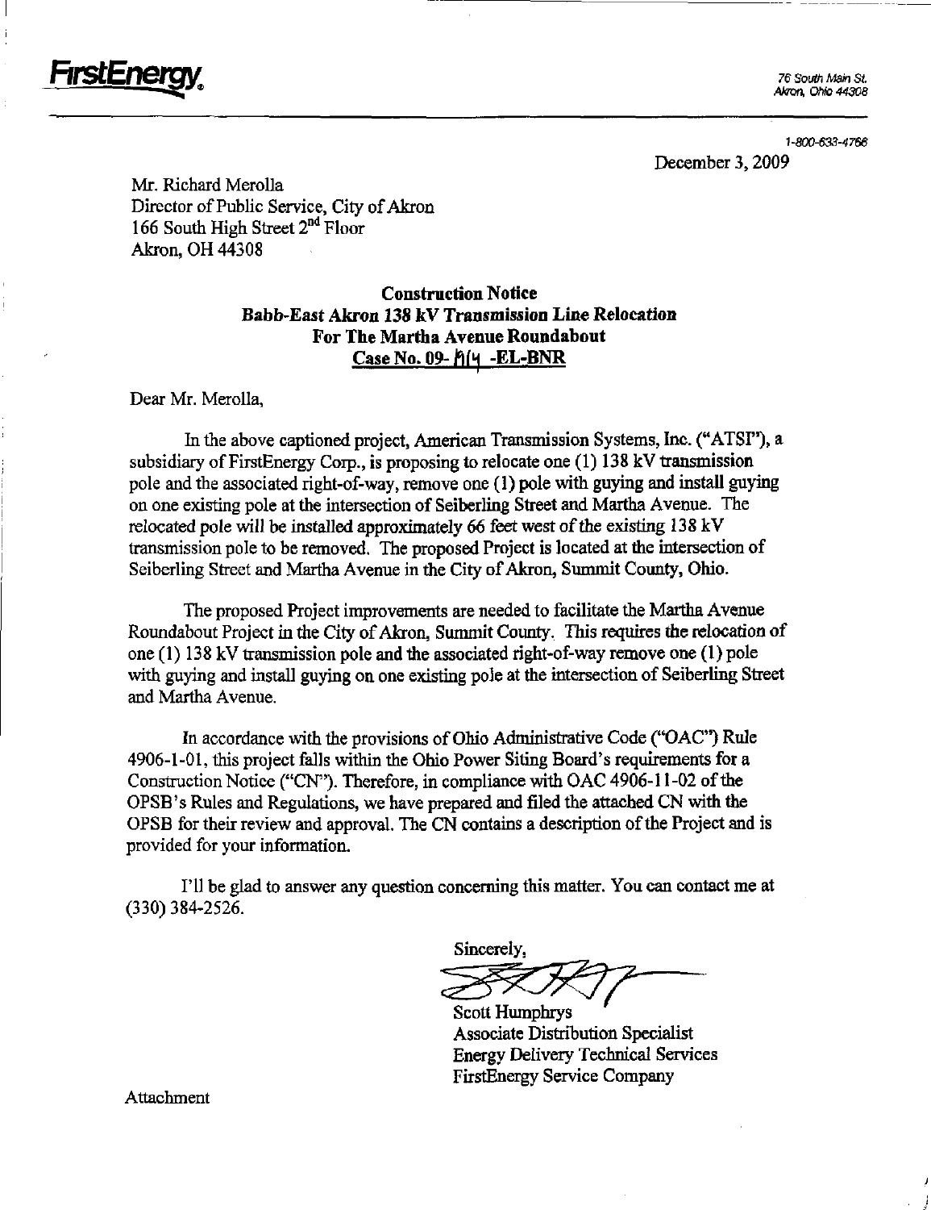FirstEnergy

76 South Main St.
Akron, Ohio 44308

1-800-633-4766

December 3, 2009

Mr. Richard Merolla
Director of Public Service, City of Akron
166 South High Street 2nd Floor
Akron, OH 44308

**Construction Notice**
**Babb-East Akron 138 kV Transmission Line Relocation**
**For The Martha Avenue Roundabout**
**Case No. 09- 1614 -EL-BNR**

Dear Mr. Merolla,

In the above captioned project, American Transmission Systems, Inc. ("ATSI"), a subsidiary of FirstEnergy Corp., is proposing to relocate one (1) 138 kV transmission pole and the associated right-of-way, remove one (1) pole with guying and install guying on one existing pole at the intersection of Seiberling Street and Martha Avenue. The relocated pole will be installed approximately 66 feet west of the existing 138 kV transmission pole to be removed. The proposed Project is located at the intersection of Seiberling Street and Martha Avenue in the City of Akron, Summit County, Ohio.

The proposed Project improvements are needed to facilitate the Martha Avenue Roundabout Project in the City of Akron, Summit County. This requires the relocation of one (1) 138 kV transmission pole and the associated right-of-way remove one (1) pole with guying and install guying on one existing pole at the intersection of Seiberling Street and Martha Avenue.

In accordance with the provisions of Ohio Administrative Code ("OAC") Rule 4906-1-01, this project falls within the Ohio Power Siting Board's requirements for a Construction Notice ("CN"). Therefore, in compliance with OAC 4906-11-02 of the OPSB's Rules and Regulations, we have prepared and filed the attached CN with the OPSB for their review and approval. The CN contains a description of the Project and is provided for your information.

I'll be glad to answer any question concerning this matter. You can contact me at (330) 384-2526.

Sincerely,

Scott Humphrys
Associate Distribution Specialist
Energy Delivery Technical Services
FirstEnergy Service Company

Attachment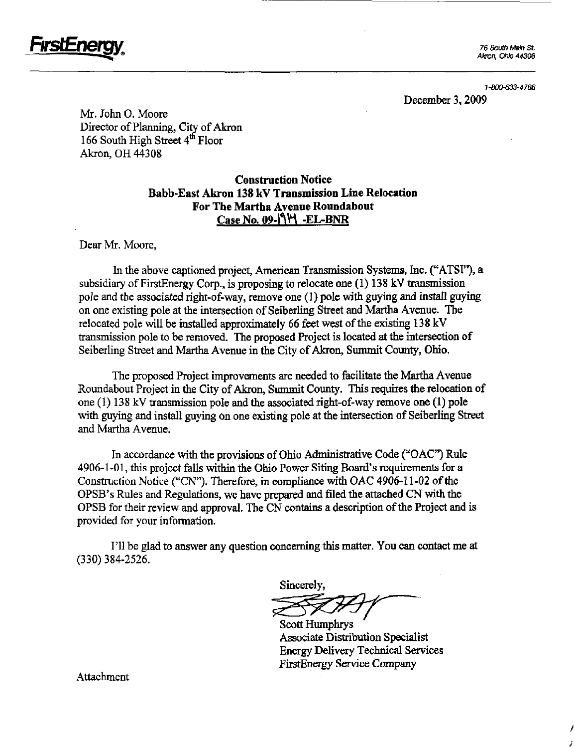**FirstEnergy**

76 South Main St.
Akron, Ohio 44308

1-800-633-4766

December 3, 2009

Mr. John O. Moore
Director of Planning, City of Akron
166 South High Street 4th Floor
Akron, OH 44308

**Construction Notice**
**Babb-East Akron 138 kV Transmission Line Relocation**
**For The Martha Avenue Roundabout**
**Case No. 09-1914 -EL-BNR**

Dear Mr. Moore,

In the above captioned project, American Transmission Systems, Inc. ("ATSI"), a subsidiary of FirstEnergy Corp., is proposing to relocate one (1) 138 kV transmission pole and the associated right-of-way, remove one (1) pole with guying and install guying on one existing pole at the intersection of Seiberling Street and Martha Avenue. The relocated pole will be installed approximately 66 feet west of the existing 138 kV transmission pole to be removed. The proposed Project is located at the intersection of Seiberling Street and Martha Avenue in the City of Akron, Summit County, Ohio.

The proposed Project improvements are needed to facilitate the Martha Avenue Roundabout Project in the City of Akron, Summit County. This requires the relocation of one (1) 138 kV transmission pole and the associated right-of-way remove one (1) pole with guying and install guying on one existing pole at the intersection of Seiberling Street and Martha Avenue.

In accordance with the provisions of Ohio Administrative Code ("OAC") Rule 4906-1-01, this project falls within the Ohio Power Siting Board's requirements for a Construction Notice ("CN"). Therefore, in compliance with OAC 4906-11-02 of the OPSB's Rules and Regulations, we have prepared and filed the attached CN with the OPSB for their review and approval. The CN contains a description of the Project and is provided for your information.

I'll be glad to answer any question concerning this matter. You can contact me at (330) 384-2526.

Sincerely,

Scott Humphrys
Associate Distribution Specialist
Energy Delivery Technical Services
FirstEnergy Service Company

Attachment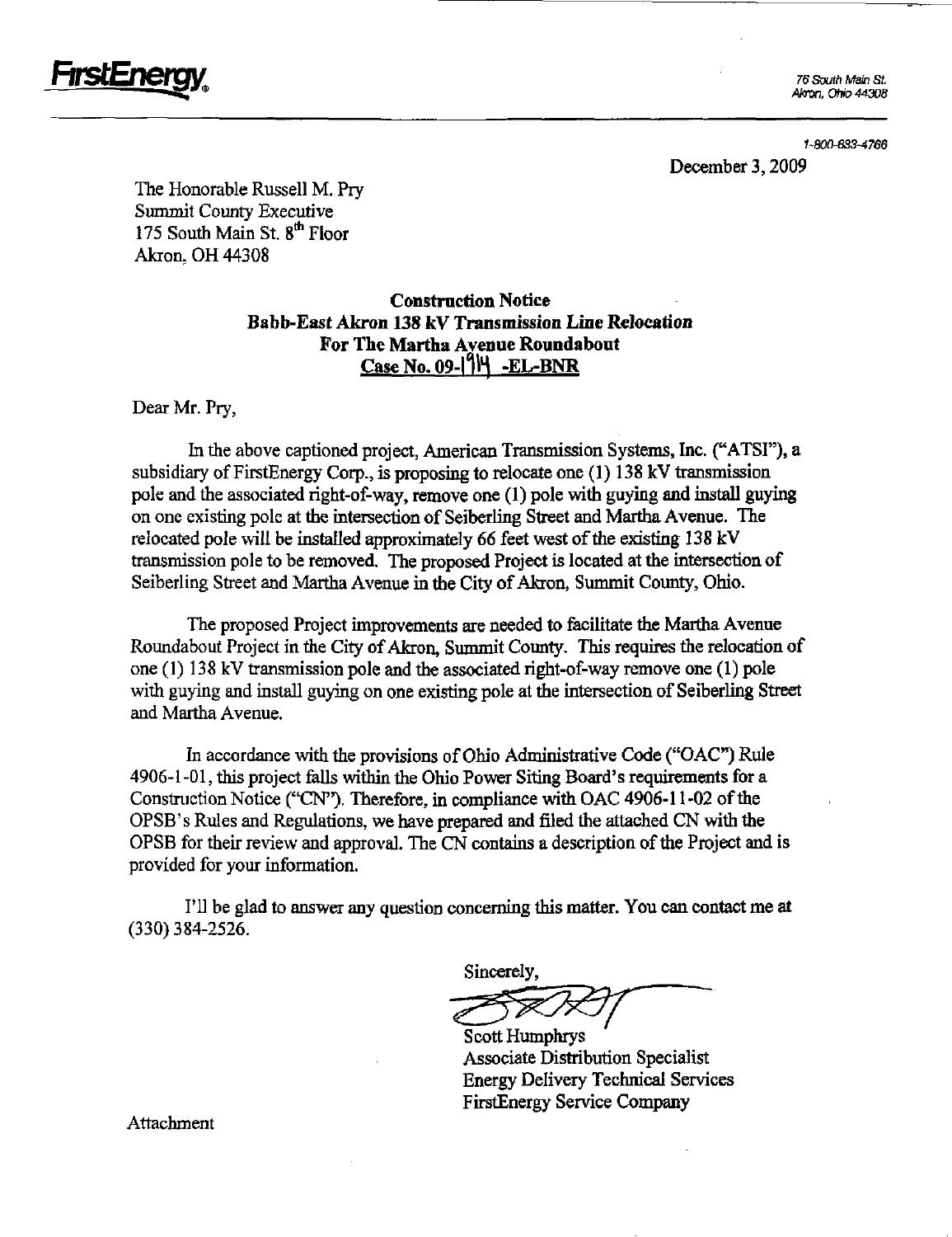**FirstEnergy**

76 South Main St.
Akron, Ohio 44308

1-800-633-4766

December 3, 2009

The Honorable Russell M. Pry
Summit County Executive
175 South Main St. 8th Floor
Akron, OH 44308

**Construction Notice**
**Babb-East Akron 138 kV Transmission Line Relocation**
**For The Martha Avenue Roundabout**
**Case No. 09-1914 -EL-BNR**

Dear Mr. Pry,

In the above captioned project, American Transmission Systems, Inc. ("ATSI"), a subsidiary of FirstEnergy Corp., is proposing to relocate one (1) 138 kV transmission pole and the associated right-of-way, remove one (1) pole with guying and install guying on one existing pole at the intersection of Seiberling Street and Martha Avenue. The relocated pole will be installed approximately 66 feet west of the existing 138 kV transmission pole to be removed. The proposed Project is located at the intersection of Seiberling Street and Martha Avenue in the City of Akron, Summit County, Ohio.

The proposed Project improvements are needed to facilitate the Martha Avenue Roundabout Project in the City of Akron, Summit County. This requires the relocation of one (1) 138 kV transmission pole and the associated right-of-way remove one (1) pole with guying and install guying on one existing pole at the intersection of Seiberling Street and Martha Avenue.

In accordance with the provisions of Ohio Administrative Code ("OAC") Rule 4906-1-01, this project falls within the Ohio Power Siting Board's requirements for a Construction Notice ("CN"). Therefore, in compliance with OAC 4906-11-02 of the OPSB's Rules and Regulations, we have prepared and filed the attached CN with the OPSB for their review and approval. The CN contains a description of the Project and is provided for your information.

I'll be glad to answer any question concerning this matter. You can contact me at (330) 384-2526.

Sincerely,

Scott Humphrys
Associate Distribution Specialist
Energy Delivery Technical Services
FirstEnergy Service Company

Attachment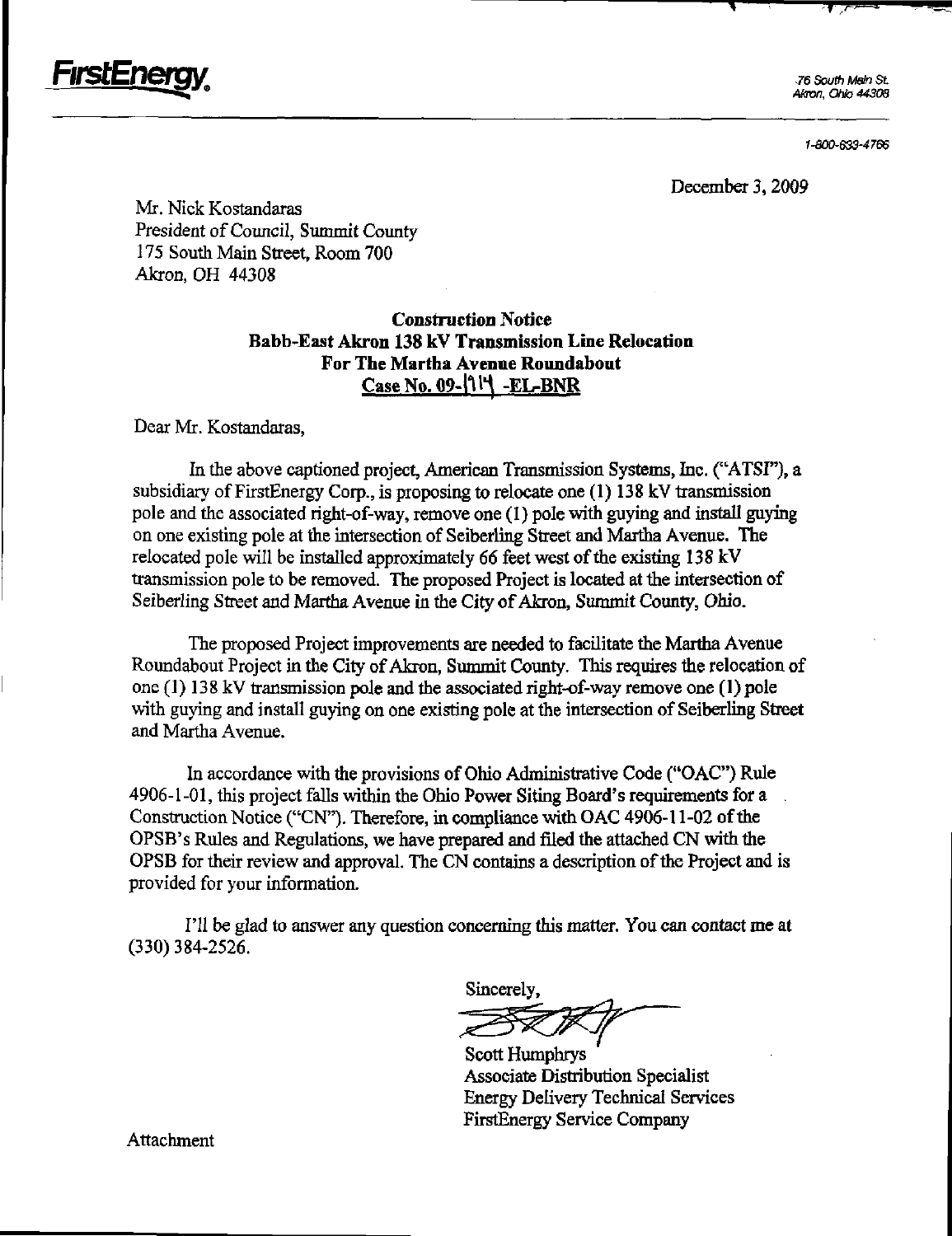**FirstEnergy.**

76 South Main St.
Akron, Ohio 44308

1-800-633-4766

December 3, 2009

Mr. Nick Kostandaras
President of Council, Summit County
175 South Main Street, Room 700
Akron, OH 44308

**Construction Notice**
**Babb-East Akron 138 kV Transmission Line Relocation**
**For The Martha Avenue Roundabout**
**Case No. 09-1114 -EL-BNR**

Dear Mr. Kostandaras,

In the above captioned project, American Transmission Systems, Inc. ("ATSI"), a subsidiary of FirstEnergy Corp., is proposing to relocate one (1) 138 kV transmission pole and the associated right-of-way, remove one (1) pole with guying and install guying on one existing pole at the intersection of Seiberling Street and Martha Avenue. The relocated pole will be installed approximately 66 feet west of the existing 138 kV transmission pole to be removed. The proposed Project is located at the intersection of Seiberling Street and Martha Avenue in the City of Akron, Summit County, Ohio.

The proposed Project improvements are needed to facilitate the Martha Avenue Roundabout Project in the City of Akron, Summit County. This requires the relocation of one (1) 138 kV transmission pole and the associated right-of-way remove one (1) pole with guying and install guying on one existing pole at the intersection of Seiberling Street and Martha Avenue.

In accordance with the provisions of Ohio Administrative Code ("OAC") Rule 4906-1-01, this project falls within the Ohio Power Siting Board's requirements for a Construction Notice ("CN"). Therefore, in compliance with OAC 4906-11-02 of the OPSB's Rules and Regulations, we have prepared and filed the attached CN with the OPSB for their review and approval. The CN contains a description of the Project and is provided for your information.

I'll be glad to answer any question concerning this matter. You can contact me at (330) 384-2526.

Sincerely,

Scott Humphrys
Associate Distribution Specialist
Energy Delivery Technical Services
FirstEnergy Service Company

Attachment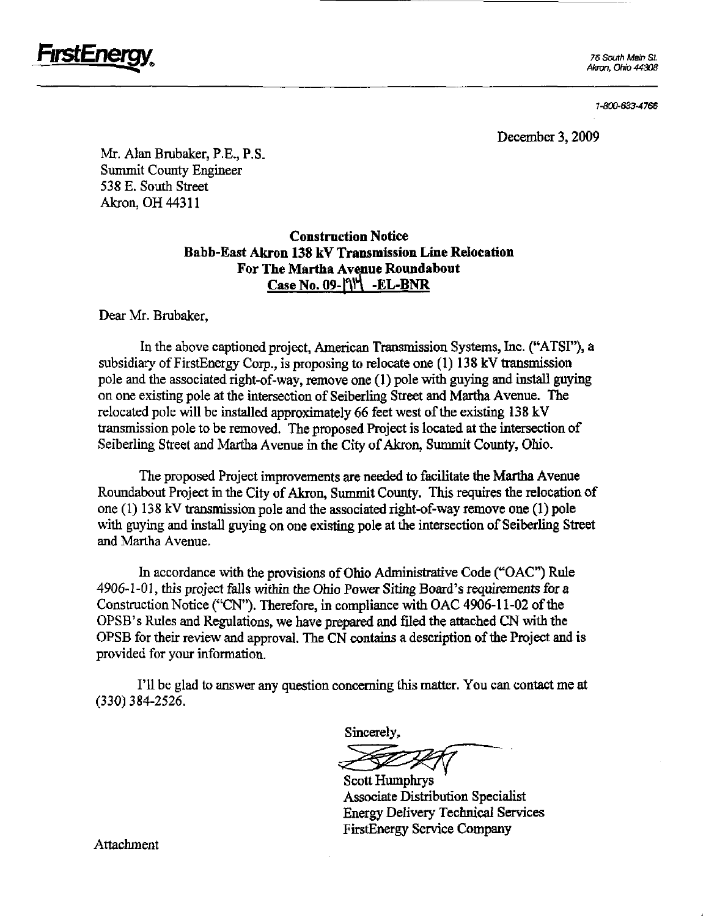**FirstEnergy.**

76 South Main St.
Akron, Ohio 44308

1-800-633-4766

December 3, 2009

Mr. Alan Brubaker, P.E., P.S.
Summit County Engineer
538 E. South Street
Akron, OH 44311

**Construction Notice**
**Babb-East Akron 138 kV Transmission Line Relocation**
**For The Martha Avenue Roundabout**
**Case No. 09-1914 -EL-BNR**

Dear Mr. Brubaker,

In the above captioned project, American Transmission Systems, Inc. ("ATSI"), a subsidiary of FirstEnergy Corp., is proposing to relocate one (1) 138 kV transmission pole and the associated right-of-way, remove one (1) pole with guying and install guying on one existing pole at the intersection of Seiberling Street and Martha Avenue. The relocated pole will be installed approximately 66 feet west of the existing 138 kV transmission pole to be removed. The proposed Project is located at the intersection of Seiberling Street and Martha Avenue in the City of Akron, Summit County, Ohio.

The proposed Project improvements are needed to facilitate the Martha Avenue Roundabout Project in the City of Akron, Summit County. This requires the relocation of one (1) 138 kV transmission pole and the associated right-of-way remove one (1) pole with guying and install guying on one existing pole at the intersection of Seiberling Street and Martha Avenue.

In accordance with the provisions of Ohio Administrative Code ("OAC") Rule 4906-1-01, this project falls within the Ohio Power Siting Board's requirements for a Construction Notice ("CN"). Therefore, in compliance with OAC 4906-11-02 of the OPSB's Rules and Regulations, we have prepared and filed the attached CN with the OPSB for their review and approval. The CN contains a description of the Project and is provided for your information.

I'll be glad to answer any question concerning this matter. You can contact me at (330) 384-2526.

Sincerely,

Scott Humphrys
Associate Distribution Specialist
Energy Delivery Technical Services
FirstEnergy Service Company

Attachment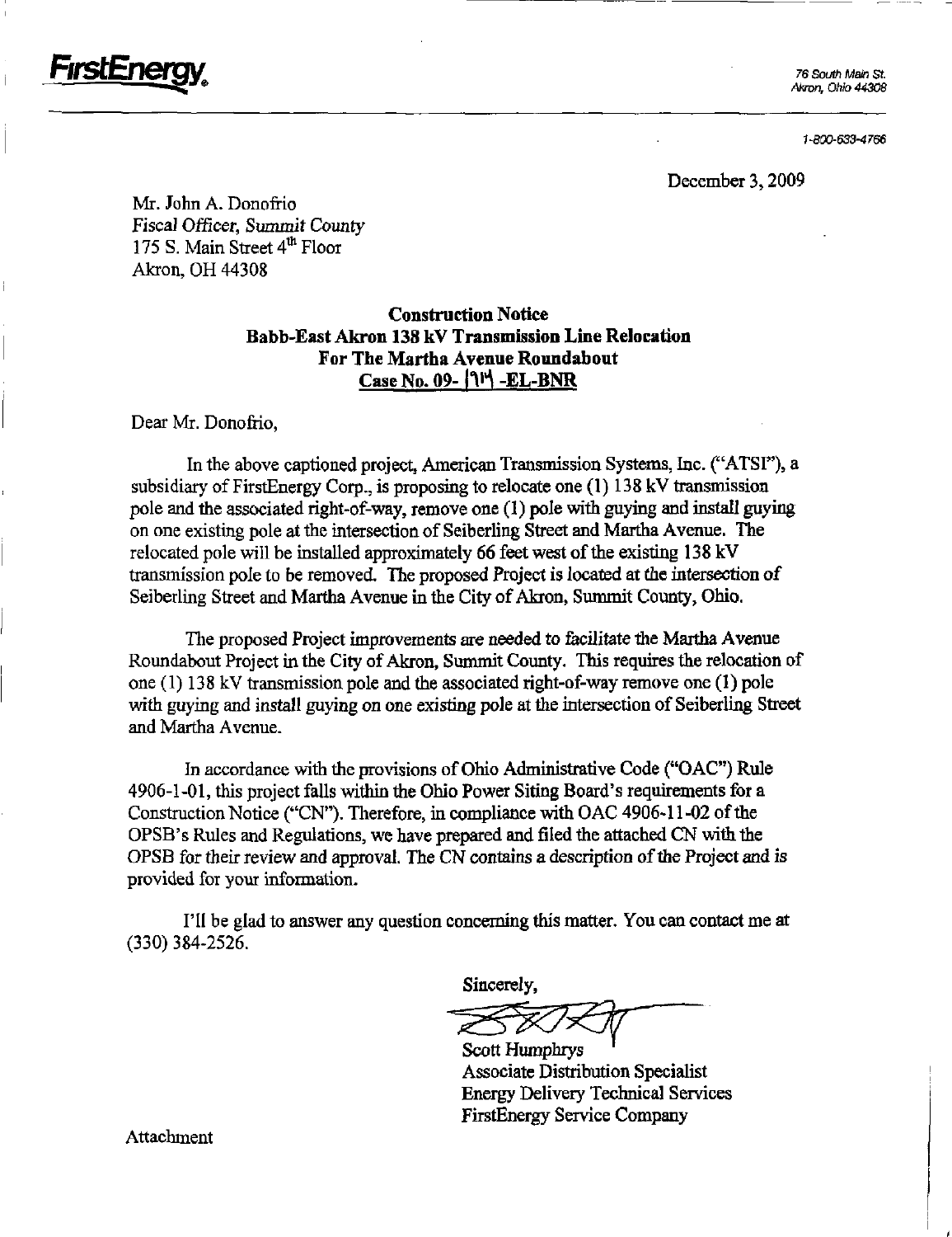FirstEnergy®

76 South Main St.
Akron, Ohio 44308

1-800-633-4766

December 3, 2009

Mr. John A. Donofrio
*Fiscal Officer, Summit County*
175 S. Main Street 4th Floor
Akron, OH 44308

**Construction Notice**
**Babb-East Akron 138 kV Transmission Line Relocation**
**For The Martha Avenue Roundabout**
**Case No. 09- 1914 -EL-BNR**

Dear Mr. Donofrio,

In the above captioned project, American Transmission Systems, Inc. ("ATSI"), a subsidiary of FirstEnergy Corp., is proposing to relocate one (1) 138 kV transmission pole and the associated right-of-way, remove one (1) pole with guying and install guying on one existing pole at the intersection of Seiberling Street and Martha Avenue. The relocated pole will be installed approximately 66 feet west of the existing 138 kV transmission pole to be removed. The proposed Project is located at the intersection of Seiberling Street and Martha Avenue in the City of Akron, Summit County, Ohio.

The proposed Project improvements are needed to facilitate the Martha Avenue Roundabout Project in the City of Akron, Summit County. This requires the relocation of one (1) 138 kV transmission pole and the associated right-of-way remove one (1) pole with guying and install guying on one existing pole at the intersection of Seiberling Street and Martha Avenue.

In accordance with the provisions of Ohio Administrative Code ("OAC") Rule 4906-1-01, this project falls within the Ohio Power Siting Board's requirements for a Construction Notice ("CN"). Therefore, in compliance with OAC 4906-11-02 of the OPSB's Rules and Regulations, we have prepared and filed the attached CN with the OPSB for their review and approval. The CN contains a description of the Project and is provided for your information.

I'll be glad to answer any question concerning this matter. You can contact me at (330) 384-2526.

Sincerely,

Scott Humphrys
Associate Distribution Specialist
Energy Delivery Technical Services
FirstEnergy Service Company

Attachment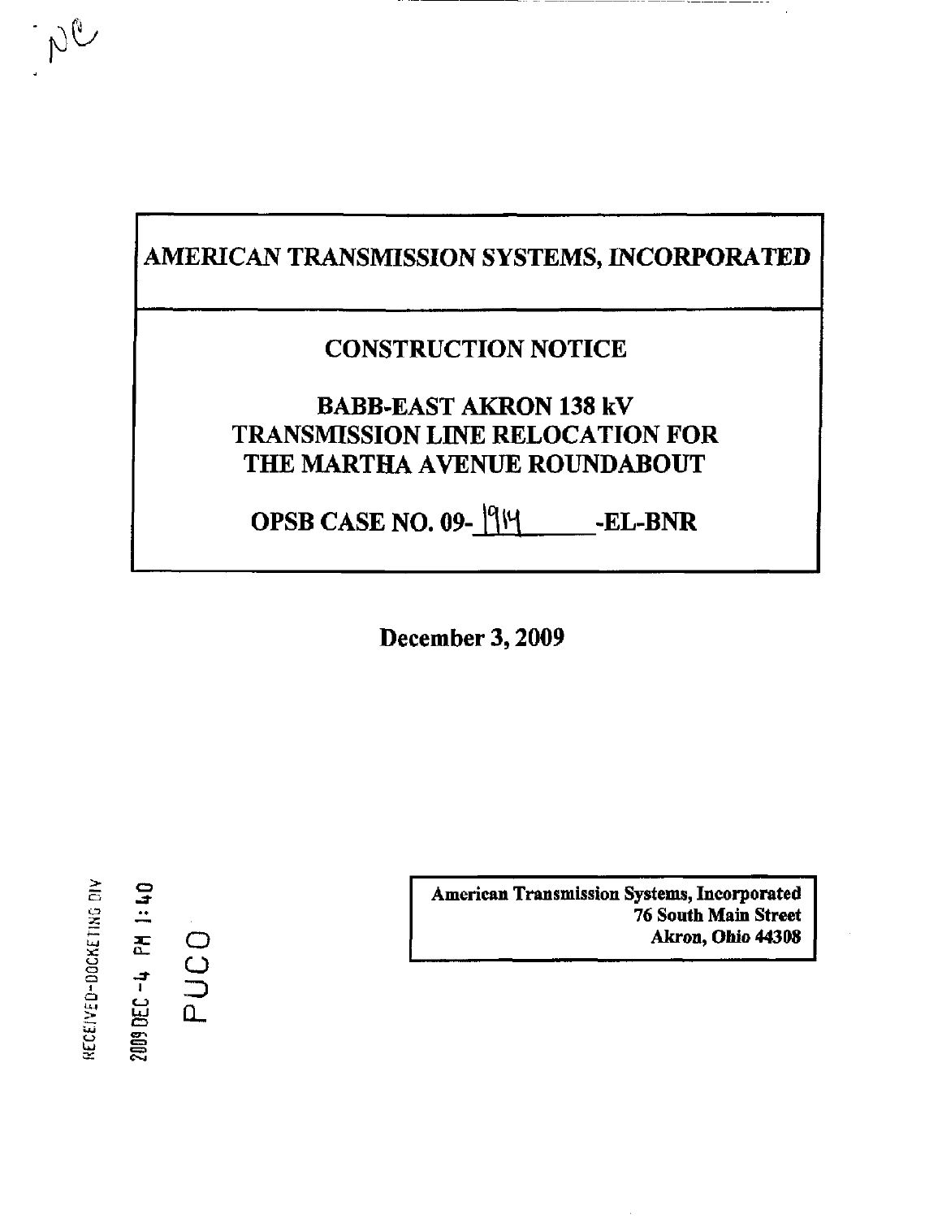# AMERICAN TRANSMISSION SYSTEMS, INCORPORATED

## CONSTRUCTION NOTICE

## BABB-EAST AKRON 138 kV TRANSMISSION LINE RELOCATION FOR THE MARTHA AVENUE ROUNDABOUT

## OPSB CASE NO. 09-1914-EL-BNR

**December 3, 2009**

RECEIVED-DOCKETING DIV

2009 DEC -4 PM 1:40

PUCO

**American Transmission Systems, Incorporated**
**76 South Main Street**
**Akron, Ohio 44308**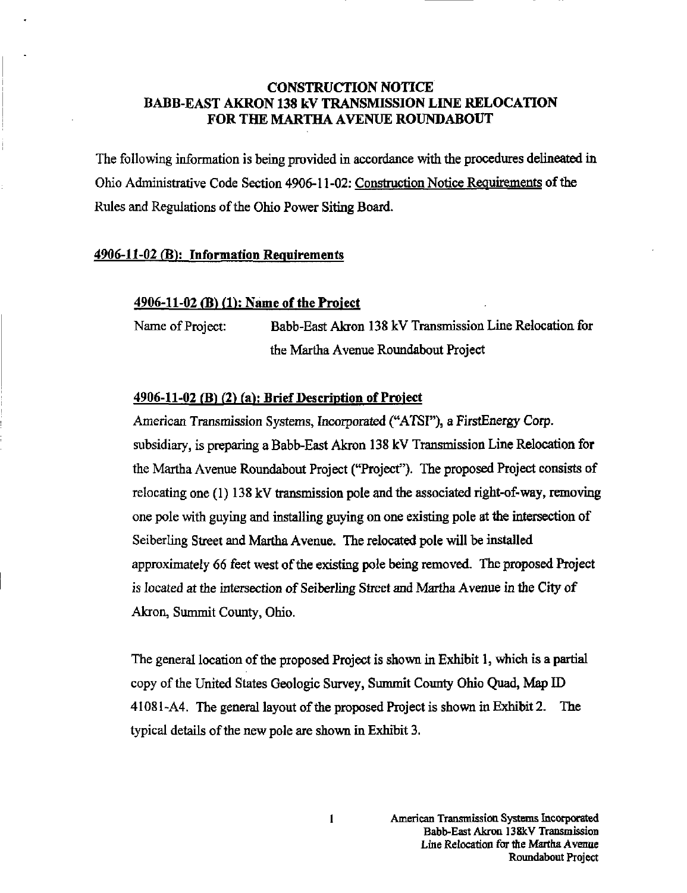# CONSTRUCTION NOTICE BABB-EAST AKRON 138 kV TRANSMISSION LINE RELOCATION FOR THE MARTHA AVENUE ROUNDABOUT

The following information is being provided in accordance with the procedures delineated in Ohio Administrative Code Section 4906-11-02: Construction Notice Requirements of the Rules and Regulations of the Ohio Power Siting Board.

## 4906-11-02 (B): Information Requirements

### 4906-11-02 (B) (1): Name of the Project

Name of Project: Babb-East Akron 138 kV Transmission Line Relocation for the Martha Avenue Roundabout Project

### 4906-11-02 (B) (2) (a): Brief Description of Project

American Transmission Systems, Incorporated ("ATSI"), a FirstEnergy Corp. subsidiary, is preparing a Babb-East Akron 138 kV Transmission Line Relocation for the Martha Avenue Roundabout Project ("Project"). The proposed Project consists of relocating one (1) 138 kV transmission pole and the associated right-of-way, removing one pole with guying and installing guying on one existing pole at the intersection of Seiberling Street and Martha Avenue. The relocated pole will be installed approximately 66 feet west of the existing pole being removed. The proposed Project is located at the intersection of Seiberling Street and Martha Avenue in the City of Akron, Summit County, Ohio.

The general location of the proposed Project is shown in Exhibit 1, which is a partial copy of the United States Geologic Survey, Summit County Ohio Quad, Map ID 41081-A4. The general layout of the proposed Project is shown in Exhibit 2. The typical details of the new pole are shown in Exhibit 3.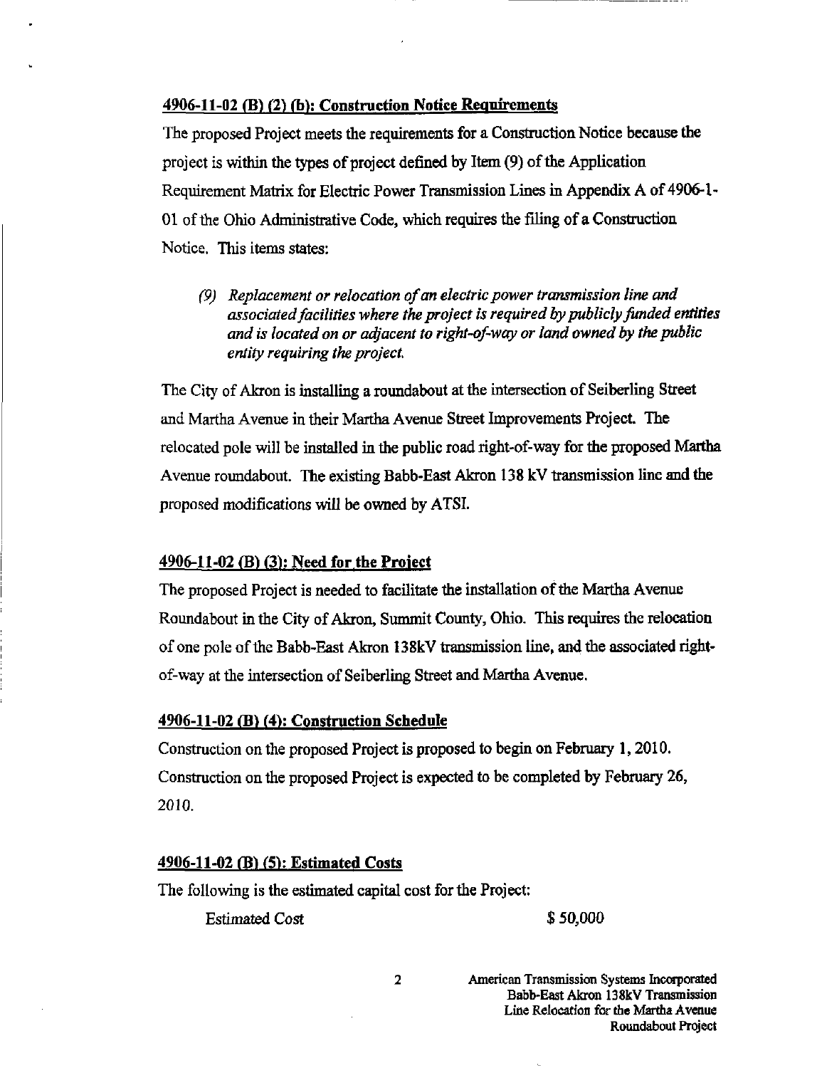## 4906-11-02 (B) (2) (b): Construction Notice Requirements

The proposed Project meets the requirements for a Construction Notice because the project is within the types of project defined by Item (9) of the Application Requirement Matrix for Electric Power Transmission Lines in Appendix A of 4906-1-01 of the Ohio Administrative Code, which requires the filing of a Construction Notice. This items states:

> *(9) Replacement or relocation of an electric power transmission line and associated facilities where the project is required by publicly funded entities and is located on or adjacent to right-of-way or land owned by the public entity requiring the project.*

The City of Akron is installing a roundabout at the intersection of Seiberling Street and Martha Avenue in their Martha Avenue Street Improvements Project. The relocated pole will be installed in the public road right-of-way for the proposed Martha Avenue roundabout. The existing Babb-East Akron 138 kV transmission line and the proposed modifications will be owned by ATSI.

## 4906-11-02 (B) (3): Need for the Project

The proposed Project is needed to facilitate the installation of the Martha Avenue Roundabout in the City of Akron, Summit County, Ohio. This requires the relocation of one pole of the Babb-East Akron 138kV transmission line, and the associated right-of-way at the intersection of Seiberling Street and Martha Avenue.

## 4906-11-02 (B) (4): Construction Schedule

Construction on the proposed Project is proposed to begin on February 1, 2010. Construction on the proposed Project is expected to be completed by February 26, 2010.

## 4906-11-02 (B) (5): Estimated Costs

The following is the estimated capital cost for the Project:

| | |
|---|---|
| Estimated Cost | $ 50,000 |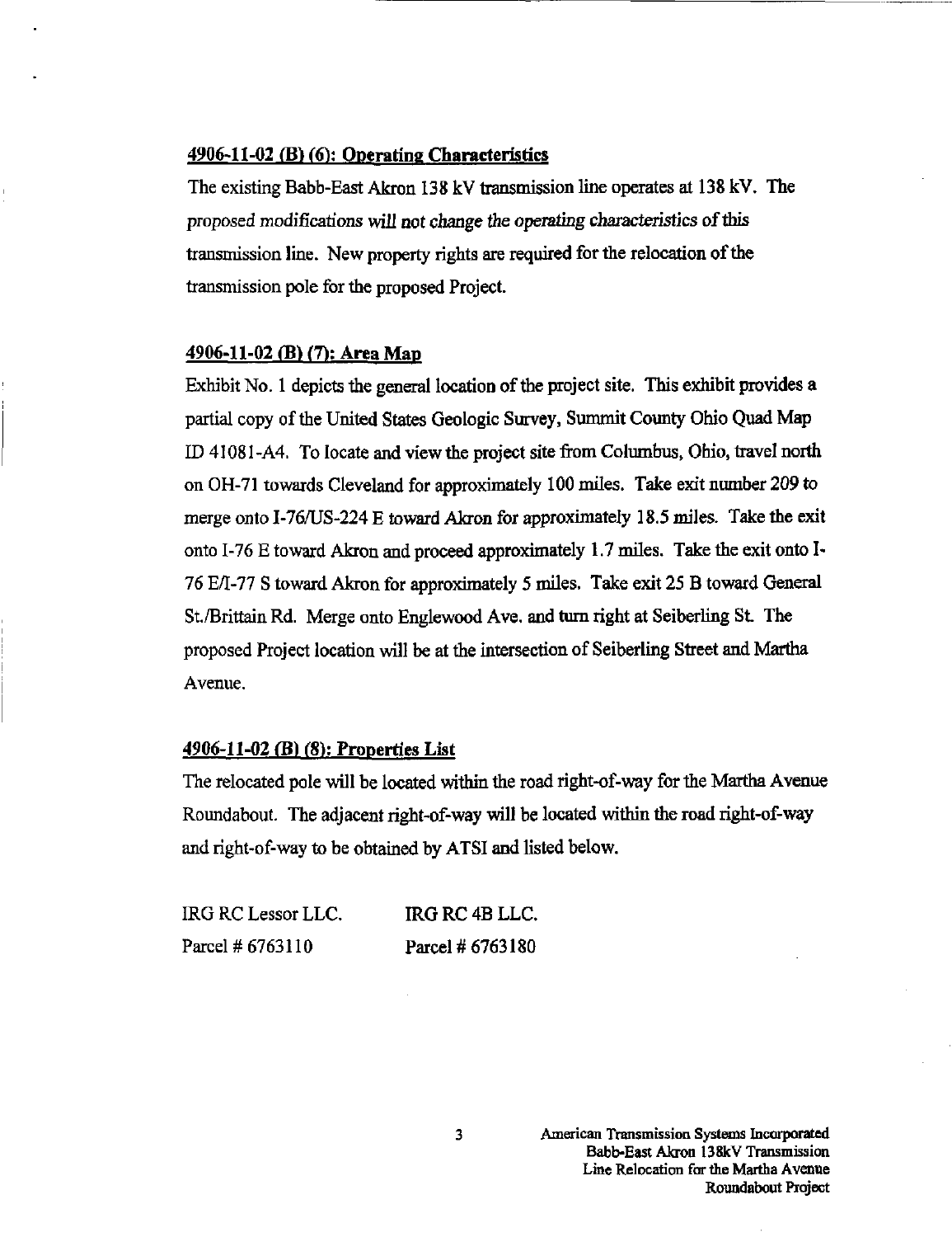## 4906-11-02 (B) (6): Operating Characteristics

The existing Babb-East Akron 138 kV transmission line operates at 138 kV. The proposed modifications will not change the operating characteristics of this transmission line. New property rights are required for the relocation of the transmission pole for the proposed Project.

## 4906-11-02 (B) (7): Area Map

Exhibit No. 1 depicts the general location of the project site. This exhibit provides a partial copy of the United States Geologic Survey, Summit County Ohio Quad Map ID 41081-A4. To locate and view the project site from Columbus, Ohio, travel north on OH-71 towards Cleveland for approximately 100 miles. Take exit number 209 to merge onto I-76/US-224 E toward Akron for approximately 18.5 miles. Take the exit onto I-76 E toward Akron and proceed approximately 1.7 miles. Take the exit onto I-76 E/I-77 S toward Akron for approximately 5 miles. Take exit 25 B toward General St./Brittain Rd. Merge onto Englewood Ave. and turn right at Seiberling St. The proposed Project location will be at the intersection of Seiberling Street and Martha Avenue.

## 4906-11-02 (B) (8): Properties List

The relocated pole will be located within the road right-of-way for the Martha Avenue Roundabout. The adjacent right-of-way will be located within the road right-of-way and right-of-way to be obtained by ATSI and listed below.

| IRG RC Lessor LLC. | IRG RC 4B LLC. |
|---|---|
| Parcel # 6763110 | Parcel # 6763180 |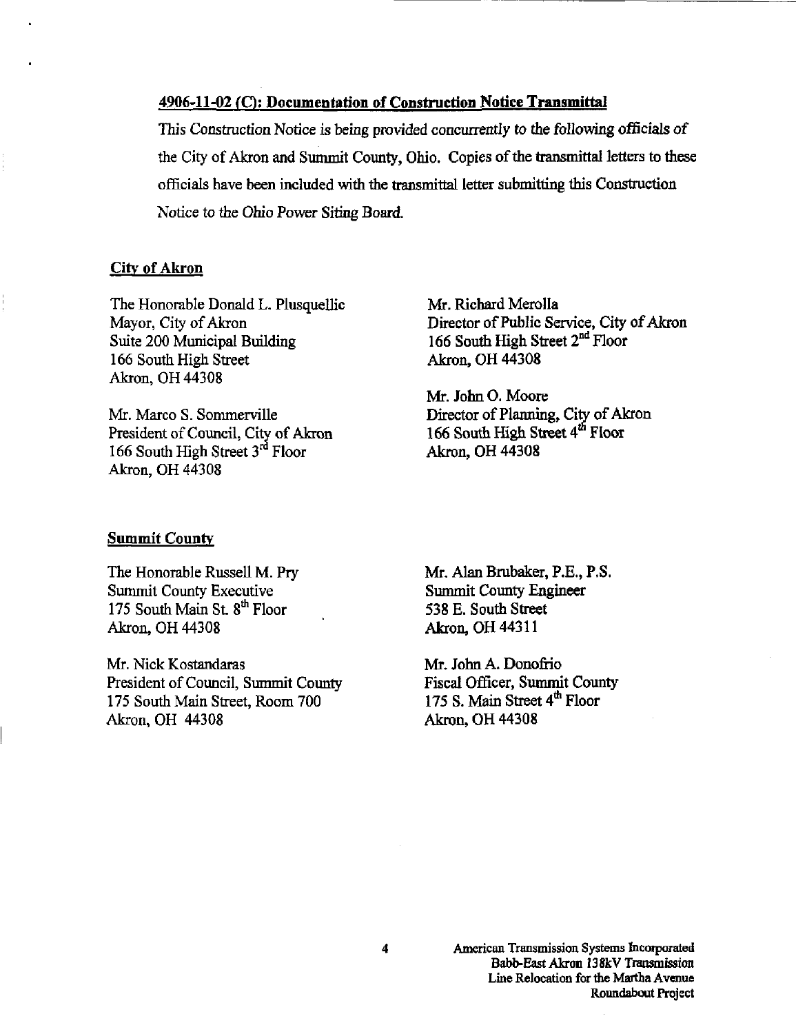## 4906-11-02 (C): Documentation of Construction Notice Transmittal

This Construction Notice is being provided concurrently to the following officials of the City of Akron and Summit County, Ohio. Copies of the transmittal letters to these officials have been included with the transmittal letter submitting this Construction Notice to the Ohio Power Siting Board.

### City of Akron

The Honorable Donald L. Plusquellic
Mayor, City of Akron
Suite 200 Municipal Building
166 South High Street
Akron, OH 44308

Mr. Marco S. Sommerville
President of Council, City of Akron
166 South High Street 3rd Floor
Akron, OH 44308

Mr. Richard Merolla
Director of Public Service, City of Akron
166 South High Street 2nd Floor
Akron, OH 44308

Mr. John O. Moore
Director of Planning, City of Akron
166 South High Street 4th Floor
Akron, OH 44308

### Summit County

The Honorable Russell M. Pry
Summit County Executive
175 South Main St. 8th Floor
Akron, OH 44308

Mr. Nick Kostandaras
President of Council, Summit County
175 South Main Street, Room 700
Akron, OH 44308

Mr. Alan Brubaker, P.E., P.S.
Summit County Engineer
538 E. South Street
Akron, OH 44311

Mr. John A. Donofrio
Fiscal Officer, Summit County
175 S. Main Street 4th Floor
Akron, OH 44308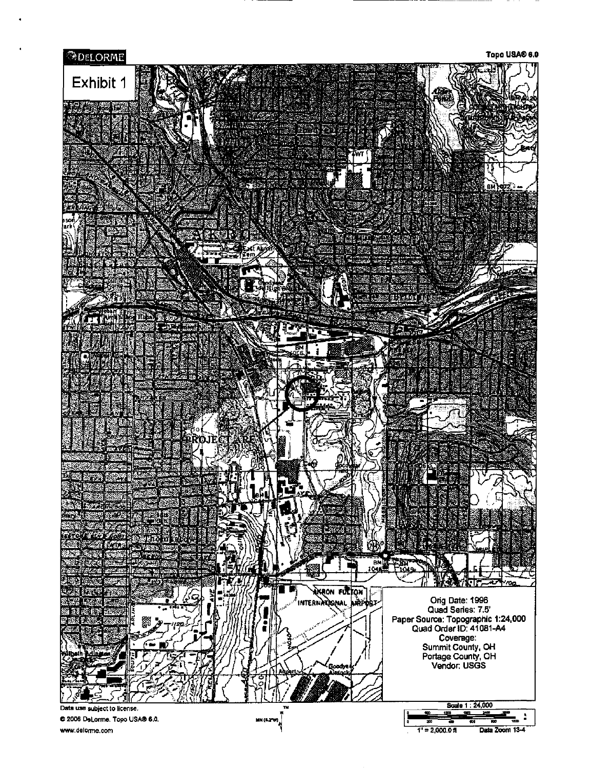Exhibit 1

DeLorme

Topo USA® 6.0

PROJECT AREA

Orig Date: 1996
Quad Series: 7.5'
Paper Source: Topographic 1:24,000
Quad Order ID: 41081-A4
Coverage:
Summit County, OH
Portage County, OH
Vendor: USGS

Data use subject to license.
© 2006 DeLorme. Topo USA® 6.0.
www.delorme.com

Scale 1 : 24,000
1" = 2,000.0 ft
Data Zoom 13-4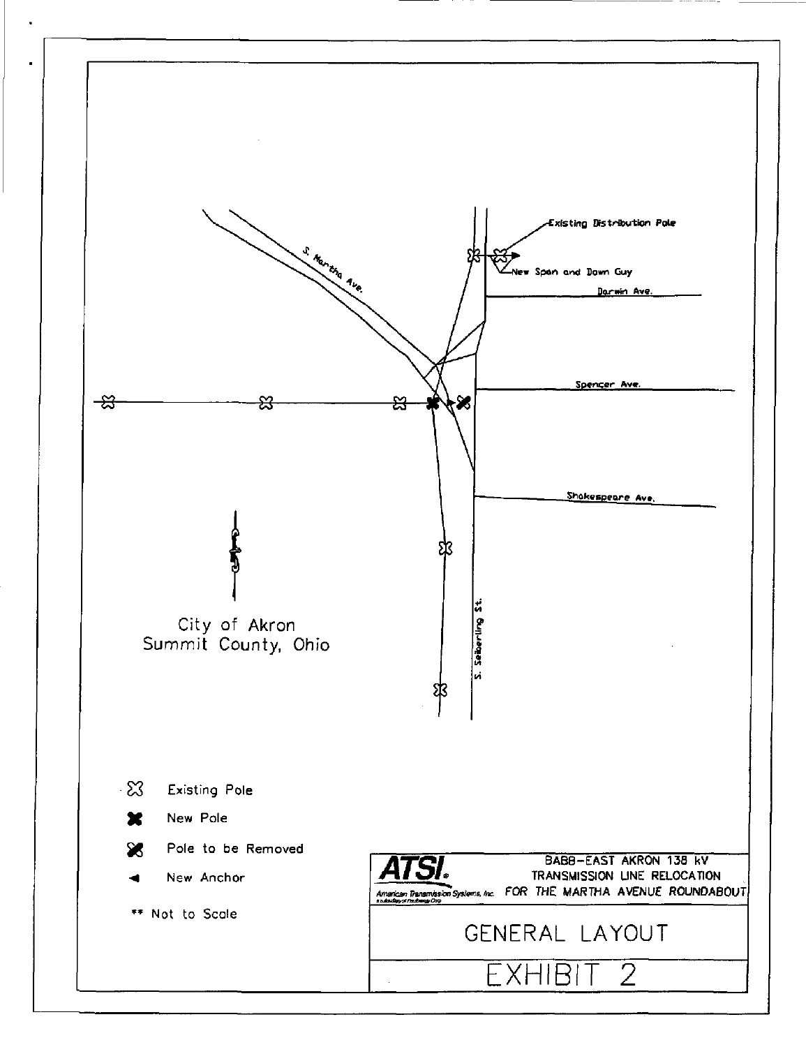Existing Distribution Pole

New Span and Down Guy

Darwin Ave.

S. Martha Ave.

Spencer Ave.

Shakespeare Ave.

S. Seiberling St.

City of Akron
Summit County, Ohio

Existing Pole

New Pole

Pole to be Removed

New Anchor

** Not to Scale

**ATSI.**
American Transmission Systems, Inc.

BABB-EAST AKRON 138 kV
TRANSMISSION LINE RELOCATION
FOR THE MARTHA AVENUE ROUNDABOUT

GENERAL LAYOUT

EXHIBIT 2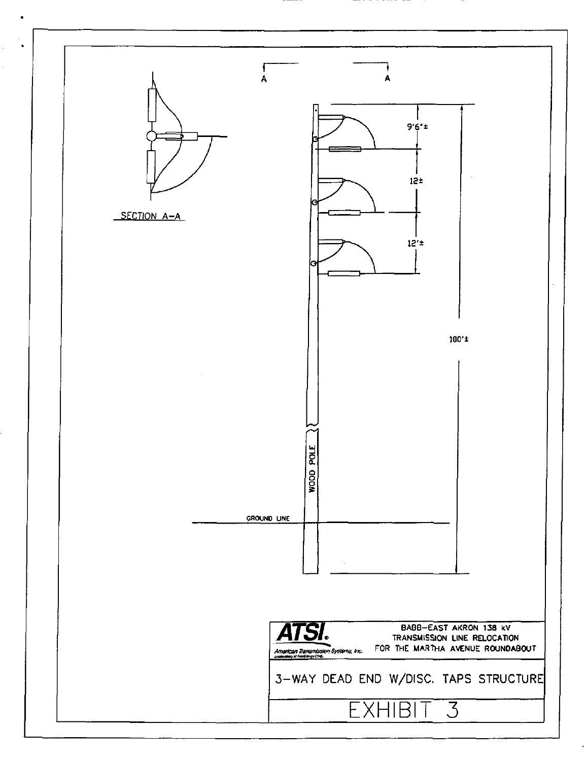A A

SECTION A-A

9'6"±

12±

12'±

100'±

WOOD POLE

GROUND LINE

**ATSI**

American Transmission Systems, Inc.

BABB–EAST AKRON 138 kV
TRANSMISSION LINE RELOCATION
FOR THE MARTHA AVENUE ROUNDABOUT

3-WAY DEAD END W/DISC. TAPS STRUCTURE

EXHIBIT 3